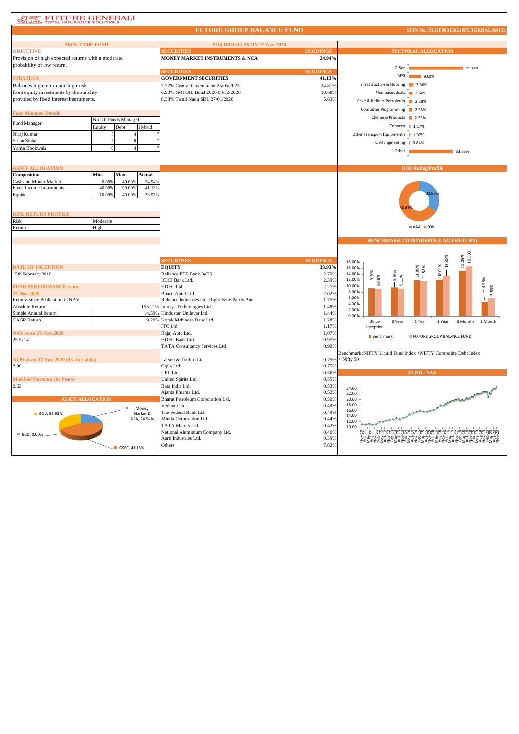FUTURE GENERALI
TOTAL INSURANCE SOLUTIONS

# FUTURE GROUP BALANCE FUND

SFIN No. ULGF003150210FUTGRBALAN133

## ABOUT THE FUND

**OBJECTIVE**

Provision of high expected returns with a moderate probability of low return.

**STRATEGY**

Balances high return and high risk from equity investments by the stability provided by fixed interest instruments.

**Fund Manager Details**

| Fund Manager | No. Of Funds Managed | | |
|---|---|---|---|
| | Equity | Debt | Hybrid |
| Niraj Kumar | 5 | 4 | 7 |
| Srijan Sinha | 5 | 0 | 7 |
| Yahya Bookwala | 0 | 4 | 7 |

**ASSET ALLOCATION**

| Composition | Min. | Max. | Actual |
|---|---|---|---|
| Cash and Money Market | 0.00% | 40.00% | 24.94% |
| Fixed Income Instruments | 40.00% | 90.00% | 41.13% |
| Equities | 10.00% | 40.00% | 33.93% |

**RISK RETURN PROFILE**

| | |
|---|---|
| Risk | Moderate |
| Return | High |

**DATE OF INCEPTION**

15th February 2010

**FUND PERFORMANCE as on 27-Nov-2020**

| Returns since Publication of NAV | |
|---|---|
| Absolute Return | 155.21% |
| Simple Annual Return | 14.59% |
| CAGR Return | 9.20% |

**NAV as on 27-Nov-2020**

25.5214

**AUM as on 27-Nov-2020 (Rs. In Lakhs)**

2.98

**Modified Duration (In Years)**

2.63

**ASSET ALLOCATION**

EQU, 33.93%; Money Market & NCA, 24.94%; NCD, 0.00%; GSEC, 41.13%

## PORTFOLIO AS ON 27-Nov-2020

| SECURITIES | HOLDINGS |
|---|---|
| **MONEY MARKET INSTRUMENTS & NCA** | **24.94%** |

| SECURITIES | HOLDINGS |
|---|---|
| **GOVERNMENT SECURITIES** | **41.13%** |
| 7.72% Central Government 25/05/2025 | 24.81% |
| 6.90% GOI OIL Bond 2026 04/02/2026 | 10.68% |
| 8.38% Tamil Nadu SDL 27/01/2026 | 5.63% |

| SECURITIES | HOLDINGS |
|---|---|
| **EQUITY** | **33.93%** |
| Reliance ETF Bank BeES | 2.79% |
| ICICI Bank Ltd. | 2.39% |
| HDFC Ltd. | 2.27% |
| Bharti Airtel Ltd. | 2.02% |
| Reliance Industries Ltd. Right Issue Partly Paid | 1.75% |
| Infosys Technologies Ltd. | 1.48% |
| Hindustan Unilever Ltd. | 1.44% |
| Kotak Mahindra Bank Ltd. | 1.28% |
| ITC Ltd. | 1.17% |
| Bajaj Auto Ltd. | 1.07% |
| HDFC Bank Ltd. | 0.97% |
| TATA Consultancy Services Ltd. | 0.90% |
| Larsen & Toubro Ltd. | 0.75% |
| Cipla Ltd. | 0.75% |
| UPL Ltd. | 0.56% |
| United Spirits Ltd. | 0.55% |
| Bata India Ltd. | 0.53% |
| Ajanta Pharma Ltd. | 0.52% |
| Bharat Petroleum Corporation Ltd. | 0.50% |
| Vedanta Ltd. | 0.49% |
| The Federal Bank Ltd. | 0.49% |
| Minda Corporation Ltd. | 0.44% |
| TATA Motors Ltd. | 0.42% |
| National Aluminium Company Ltd. | 0.40% |
| Aarti Industries Ltd. | 0.39% |
| Others | 7.62% |

## SECTORAL ALLOCATION

| Sector | Allocation |
|---|---|
| G-Sec | 41.13% |
| BFSI | 9.00% |
| Infrastructure & Housing | 3.36% |
| Pharmaceuticals | 2.60% |
| Coke & Refined Petroleum | 2.58% |
| Computer Programming | 2.38% |
| Chemical Products | 2.23% |
| Tobacco | 1.17% |
| Other Transport Equipment's | 1.07% |
| Civil Engineering | 0.84% |
| Other | 33.65% |

## Debt Rating Profile

AAA 33.97%; SOV 66.03%

## BENCHMARK COMPARISON (CAGR RETURN)

| | Since Inception | 3 Year | 2 Year | 1 Year | 6 Months | 1 Month |
|---|---|---|---|---|---|---|
| Benchmark | 9.30% | 9.57% | 11.88% | 12.01% | 15.05% | 4.53% |
| FUTURE GROUP BALANCE FUND | 9.06% | 9.11% | 11.58% | 13.38% | 16.53% | 5.83% |

Benchmark :NIFTY Liquid Fund Index +NIFTY Composite Debt Index + Nifty 50

## FUND - NAV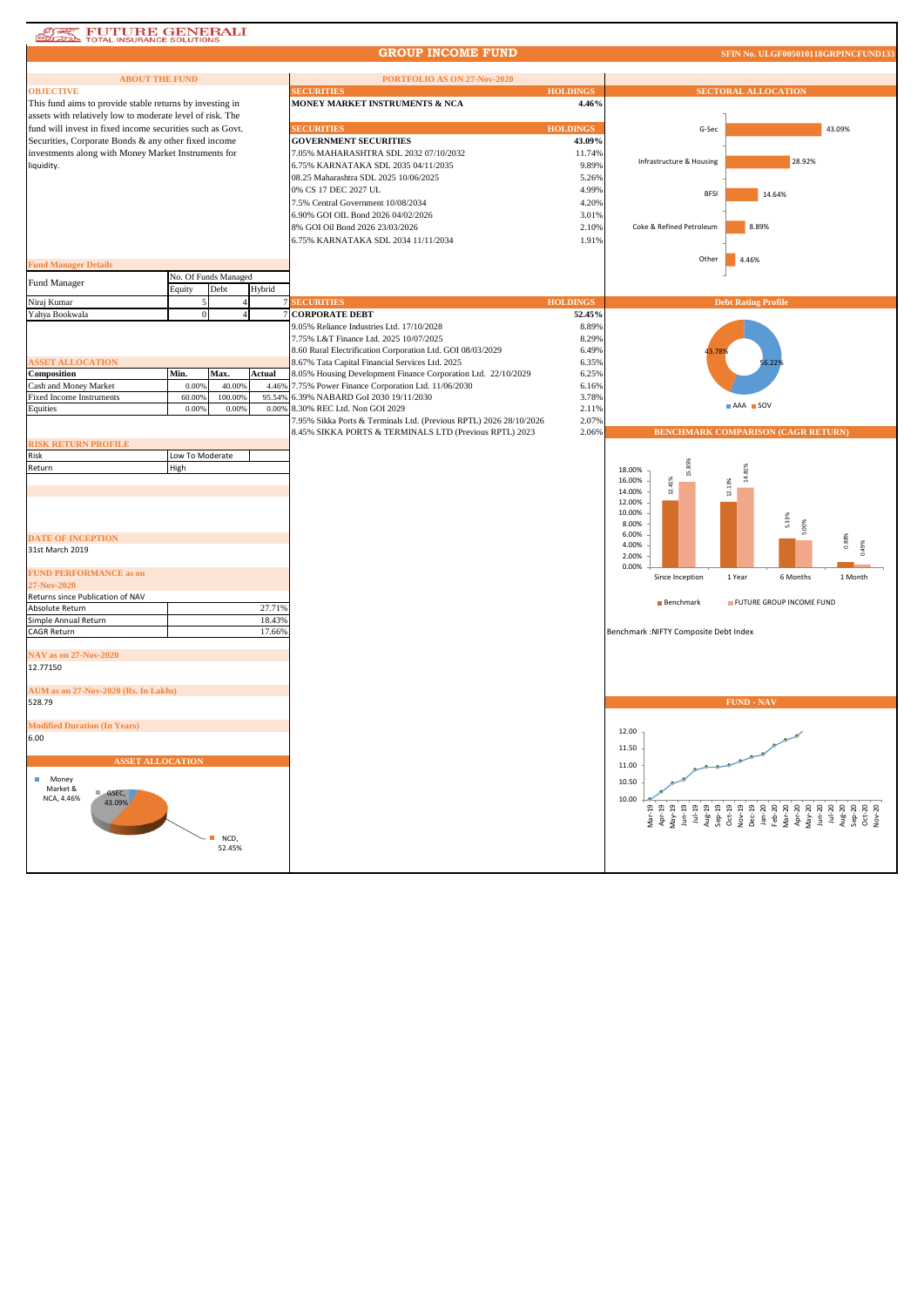FUTURE GENERALI
TOTAL INSURANCE SOLUTIONS

# GROUP INCOME FUND

**SFIN No. ULGF005010118GRPINCFUND133**

## ABOUT THE FUND

**OBJECTIVE**

This fund aims to provide stable returns by investing in assets with relatively low to moderate level of risk. The fund will invest in fixed income securities such as Govt. Securities, Corporate Bonds & any other fixed income investments along with Money Market Instruments for liquidity.

**Fund Manager Details**

| Fund Manager | No. Of Funds Managed | | |
|---|---|---|---|
| | Equity | Debt | Hybrid |
| Niraj Kumar | 5 | 4 | 7 |
| Yahya Bookwala | 0 | 4 | 7 |

**ASSET ALLOCATION**

| Composition | Min. | Max. | Actual |
|---|---|---|---|
| Cash and Money Market | 0.00% | 40.00% | 4.46% |
| Fixed Income Instruments | 60.00% | 100.00% | 95.54% |
| Equities | 0.00% | 0.00% | 0.00% |

**RISK RETURN PROFILE**

| Risk | Low To Moderate |
|---|---|
| Return | High |

**DATE OF INCEPTION**

31st March 2019

**FUND PERFORMANCE as on 27-Nov-2020**

| Returns since Publication of NAV | |
|---|---|
| Absolute Return | 27.71% |
| Simple Annual Return | 18.43% |
| CAGR Return | 17.66% |

**NAV as on 27-Nov-2020**

12.77150

**AUM as on 27-Nov-2020 (Rs. In Lakhs)**

528.79

**Modified Duration (In Years)**

6.00

**ASSET ALLOCATION**

Money Market & NCA, 4.46%; GSEC, 43.09%; NCD, 52.45%

## PORTFOLIO AS ON 27-Nov-2020

| SECURITIES | HOLDINGS |
|---|---|
| **MONEY MARKET INSTRUMENTS & NCA** | **4.46%** |

| SECURITIES | HOLDINGS |
|---|---|
| **GOVERNMENT SECURITIES** | **43.09%** |
| 7.05% MAHARASHTRA SDL 2032 07/10/2032 | 11.74% |
| 6.75% KARNATAKA SDL 2035 04/11/2035 | 9.89% |
| 08.25 Maharashtra SDL 2025 10/06/2025 | 5.26% |
| 0% CS 17 DEC 2027 UL | 4.99% |
| 7.5% Central Government 10/08/2034 | 4.20% |
| 6.90% GOI OIL Bond 2026 04/02/2026 | 3.01% |
| 8% GOI Oil Bond 2026 23/03/2026 | 2.10% |
| 6.75% KARNATAKA SDL 2034 11/11/2034 | 1.91% |

| SECURITIES | HOLDINGS |
|---|---|
| **CORPORATE DEBT** | **52.45%** |
| 9.05% Reliance Industries Ltd. 17/10/2028 | 8.89% |
| 7.75% L&T Finance Ltd. 2025 10/07/2025 | 8.29% |
| 8.60 Rural Electrification Corporation Ltd. GOI 08/03/2029 | 6.49% |
| 8.67% Tata Capital Financial Services Ltd. 2025 | 6.35% |
| 8.05% Housing Development Finance Corporation Ltd. 22/10/2029 | 6.25% |
| 7.75% Power Finance Corporation Ltd. 11/06/2030 | 6.16% |
| 6.39% NABARD GoI 2030 19/11/2030 | 3.78% |
| 8.30% REC Ltd. Non GOI 2029 | 2.11% |
| 7.95% Sikka Ports & Terminals Ltd. (Previous RPTL) 2026 28/10/2026 | 2.07% |
| 8.45% SIKKA PORTS & TERMINALS LTD (Previous RPTL) 2023 | 2.06% |

## SECTORAL ALLOCATION

| Sector | Allocation |
|---|---|
| G-Sec | 43.09% |
| Infrastructure & Housing | 28.92% |
| BFSI | 14.64% |
| Coke & Refined Petroleum | 8.89% |
| Other | 4.46% |

## Debt Rating Profile

| Rating | Share |
|---|---|
| AAA | 56.22% |
| SOV | 43.78% |

## BENCHMARK COMPARISON (CAGR RETURN)

| | Benchmark | FUTURE GROUP INCOME FUND |
|---|---|---|
| Since Inception | 12.41% | 15.83% |
| 1 Year | 12.13% | 14.81% |
| 6 Months | 5.33% | 5.00% |
| 1 Month | 0.88% | 0.49% |

Benchmark :NIFTY Composite Debt Index

## FUND - NAV

NAV chart from Mar-19 to Nov-20 (range 10.00 – 12.00).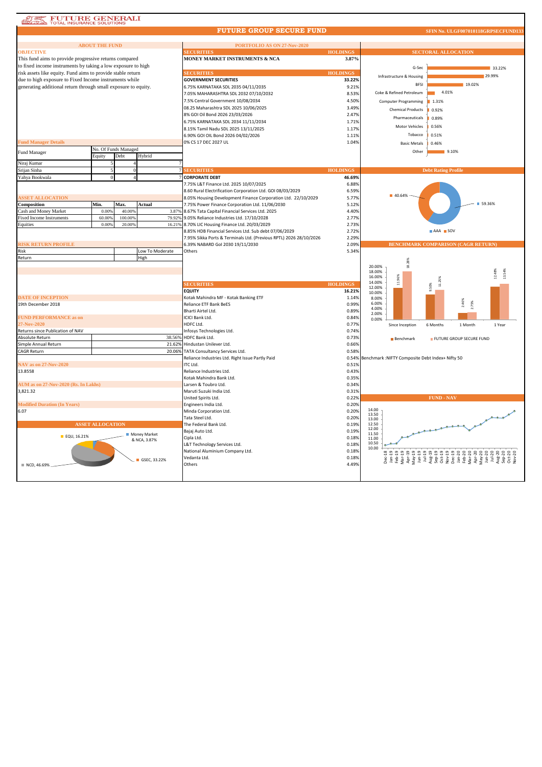# FUTURE GENERALI TOTAL INSURANCE SOLUTIONS

## FUTURE GROUP SECURE FUND

SFIN No. ULGF007010118GRPSECFUND133

### ABOUT THE FUND

**OBJECTIVE**

This fund aims to provide progressive returns compared to fixed income instruments by taking a low exposure to high risk assets like equity. Fund aims to provide stable return due to high exposure to Fixed Income instruments while generating additional return through small exposure to equity.

**Fund Manager Details**

| Fund Manager | No. Of Funds Managed | | |
|---|---|---|---|
| | Equity | Debt | Hybrid |
| Niraj Kumar | 5 | 4 | 7 |
| Srijan Sinha | 5 | 0 | 7 |
| Yahya Bookwala | 0 | 4 | 7 |

**ASSET ALLOCATION**

| Composition | Min. | Max. | Actual |
|---|---|---|---|
| Cash and Money Market | 0.00% | 40.00% | 3.87% |
| Fixed Income Instruments | 60.00% | 100.00% | 79.92% |
| Equities | 0.00% | 20.00% | 16.21% |

**RISK RETURN PROFILE**

| | |
|---|---|
| Risk | Low To Moderate |
| Return | High |

**DATE OF INCEPTION**

19th December 2018

**FUND PERFORMANCE as on 27-Nov-2020**

| Returns since Publication of NAV | |
|---|---|
| Absolute Return | 38.56% |
| Simple Annual Return | 21.62% |
| CAGR Return | 20.06% |

**NAV as on 27-Nov-2020**

13.8558

**AUM as on 27-Nov-2020 (Rs. In Lakhs)**

3,821.32

**Modified Duration (In Years)**

6.07

**ASSET ALLOCATION**

EQU, 16.21%
Money Market & NCA, 3.87%
GSEC, 33.22%
NCD, 46.69%

### PORTFOLIO AS ON 27-Nov-2020

| SECURITIES | HOLDINGS |
|---|---|
| **MONEY MARKET INSTRUMENTS & NCA** | **3.87%** |

| SECURITIES | HOLDINGS |
|---|---|
| **GOVERNMENT SECURITIES** | **33.22%** |
| 6.75% KARNATAKA SDL 2035 04/11/2035 | 9.21% |
| 7.05% MAHARASHTRA SDL 2032 07/10/2032 | 8.53% |
| 7.5% Central Government 10/08/2034 | 4.50% |
| 08.25 Maharashtra SDL 2025 10/06/2025 | 3.49% |
| 8% GOI Oil Bond 2026 23/03/2026 | 2.47% |
| 6.75% KARNATAKA SDL 2034 11/11/2034 | 1.71% |
| 8.15% Tamil Nadu SDL 2025 13/11/2025 | 1.17% |
| 6.90% GOI OIL Bond 2026 04/02/2026 | 1.11% |
| 0% CS 17 DEC 2027 UL | 1.04% |

| SECURITIES | HOLDINGS |
|---|---|
| **CORPORATE DEBT** | **46.69%** |
| 7.75% L&T Finance Ltd. 2025 10/07/2025 | 6.88% |
| 8.60 Rural Electrification Corporation Ltd. GOI 08/03/2029 | 6.59% |
| 8.05% Housing Development Finance Corporation Ltd. 22/10/2029 | 5.77% |
| 7.75% Power Finance Corporation Ltd. 11/06/2030 | 5.12% |
| 8.67% Tata Capital Financial Services Ltd. 2025 | 4.40% |
| 9.05% Reliance Industries Ltd. 17/10/2028 | 2.77% |
| 8.70% LIC Housing Finance Ltd. 20/03/2029 | 2.73% |
| 8.85% HDB Financial Services Ltd. Sub debt 07/06/2029 | 2.72% |
| 7.95% Sikka Ports & Terminals Ltd. (Previous RPTL) 2026 28/10/2026 | 2.29% |
| 6.39% NABARD GoI 2030 19/11/2030 | 2.09% |
| Others | 5.34% |

| SECURITIES | HOLDINGS |
|---|---|
| **EQUITY** | **16.21%** |
| Kotak Mahindra MF - Kotak Banking ETF | 1.14% |
| Reliance ETF Bank BeES | 0.99% |
| Bharti Airtel Ltd. | 0.89% |
| ICICI Bank Ltd. | 0.84% |
| HDFC Ltd. | 0.77% |
| Infosys Technologies Ltd. | 0.74% |
| HDFC Bank Ltd. | 0.73% |
| Hindustan Unilever Ltd. | 0.66% |
| TATA Consultancy Services Ltd. | 0.58% |
| Reliance Industries Ltd. Right Issue Partly Paid | 0.54% |
| ITC Ltd. | 0.51% |
| Reliance Industries Ltd. | 0.43% |
| Kotak Mahindra Bank Ltd. | 0.35% |
| Larsen & Toubro Ltd. | 0.34% |
| Maruti Suzuki India Ltd. | 0.31% |
| United Spirits Ltd. | 0.22% |
| Engineers India Ltd. | 0.20% |
| Minda Corporation Ltd. | 0.20% |
| Tata Steel Ltd. | 0.20% |
| The Federal Bank Ltd. | 0.19% |
| Bajaj Auto Ltd. | 0.19% |
| Cipla Ltd. | 0.18% |
| L&T Technology Services Ltd. | 0.18% |
| National Aluminium Company Ltd. | 0.18% |
| Vedanta Ltd. | 0.18% |
| Others | 4.49% |

### SECTORAL ALLOCATION

G-Sec 33.22%
Infrastructure & Housing 29.99%
BFSI 19.02%
Coke & Refined Petroleum 4.01%
Computer Programming 1.31%
Chemical Products 0.92%
Pharmaceuticals 0.89%
Motor Vehicles 0.56%
Tobacco 0.51%
Basic Metals 0.46%
Other 9.10%

### Debt Rating Profile

40.64%
59.36%
AAA SOV

### BENCHMARK COMPARISON (CAGR RETURN)

20.00%
18.00%
16.00%
14.00%
12.00%
10.00%
8.00%
6.00%
4.00%
2.00%
0.00%

Since Inception: 11.96% 18.28%
6 Months: 9.50% 11.25%
1 Month: 2.46% 2.73%
1 Year: 12.48% 13.54%

Benchmark FUTURE GROUP SECURE FUND

Benchmark :NIFTY Composite Debt Index+ Nifty 50

### FUND - NAV

14.00
13.50
13.00
12.50
12.00
11.50
11.00
10.50
10.00

Dec-18 Jan-19 Feb-19 Mar-19 Apr-19 May-19 Jun-19 Jul-19 Aug-19 Sep-19 Oct-19 Nov-19 Dec-19 Jan-20 Feb-20 Mar-20 Apr-20 May-20 Jun-20 Jul-20 Aug-20 Sep-20 Oct-20 Nov-20